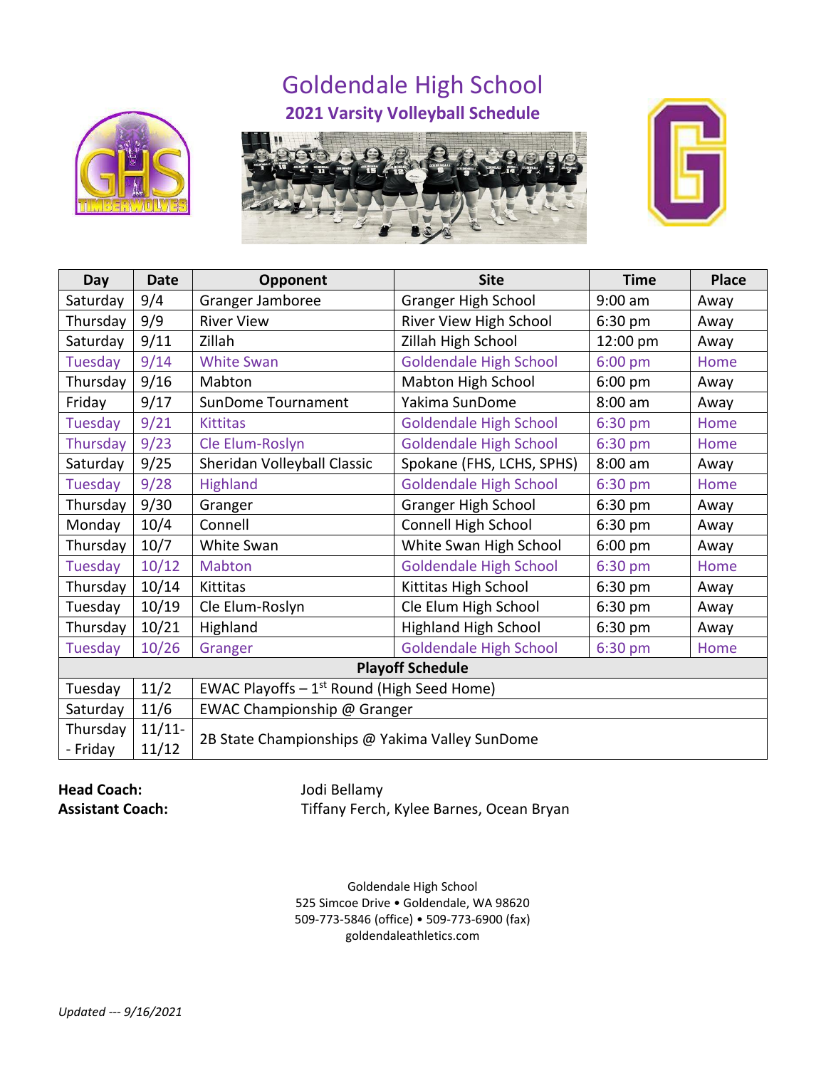# Goldendale High School

## 2021 Varsity Volleyball Schedule

| Day | Date | Opponent | Site | Time | Place |
|---|---|---|---|---|---|
| Saturday | 9/4 | Granger Jamboree | Granger High School | 9:00 am | Away |
| Thursday | 9/9 | River View | River View High School | 6:30 pm | Away |
| Saturday | 9/11 | Zillah | Zillah High School | 12:00 pm | Away |
| Tuesday | 9/14 | White Swan | Goldendale High School | 6:00 pm | Home |
| Thursday | 9/16 | Mabton | Mabton High School | 6:00 pm | Away |
| Friday | 9/17 | SunDome Tournament | Yakima SunDome | 8:00 am | Away |
| Tuesday | 9/21 | Kittitas | Goldendale High School | 6:30 pm | Home |
| Thursday | 9/23 | Cle Elum-Roslyn | Goldendale High School | 6:30 pm | Home |
| Saturday | 9/25 | Sheridan Volleyball Classic | Spokane (FHS, LCHS, SPHS) | 8:00 am | Away |
| Tuesday | 9/28 | Highland | Goldendale High School | 6:30 pm | Home |
| Thursday | 9/30 | Granger | Granger High School | 6:30 pm | Away |
| Monday | 10/4 | Connell | Connell High School | 6:30 pm | Away |
| Thursday | 10/7 | White Swan | White Swan High School | 6:00 pm | Away |
| Tuesday | 10/12 | Mabton | Goldendale High School | 6:30 pm | Home |
| Thursday | 10/14 | Kittitas | Kittitas High School | 6:30 pm | Away |
| Tuesday | 10/19 | Cle Elum-Roslyn | Cle Elum High School | 6:30 pm | Away |
| Thursday | 10/21 | Highland | Highland High School | 6:30 pm | Away |
| Tuesday | 10/26 | Granger | Goldendale High School | 6:30 pm | Home |
| **Playoff Schedule** | | | | | |
| Tuesday | 11/2 | EWAC Playoffs – 1st Round (High Seed Home) | | | |
| Saturday | 11/6 | EWAC Championship @ Granger | | | |
| Thursday - Friday | 11/11-11/12 | 2B State Championships @ Yakima Valley SunDome | | | |

**Head Coach:** Jodi Bellamy

**Assistant Coach:** Tiffany Ferch, Kylee Barnes, Ocean Bryan

Goldendale High School
525 Simcoe Drive • Goldendale, WA 98620
509-773-5846 (office) • 509-773-6900 (fax)
goldendaleathletics.com

*Updated --- 9/16/2021*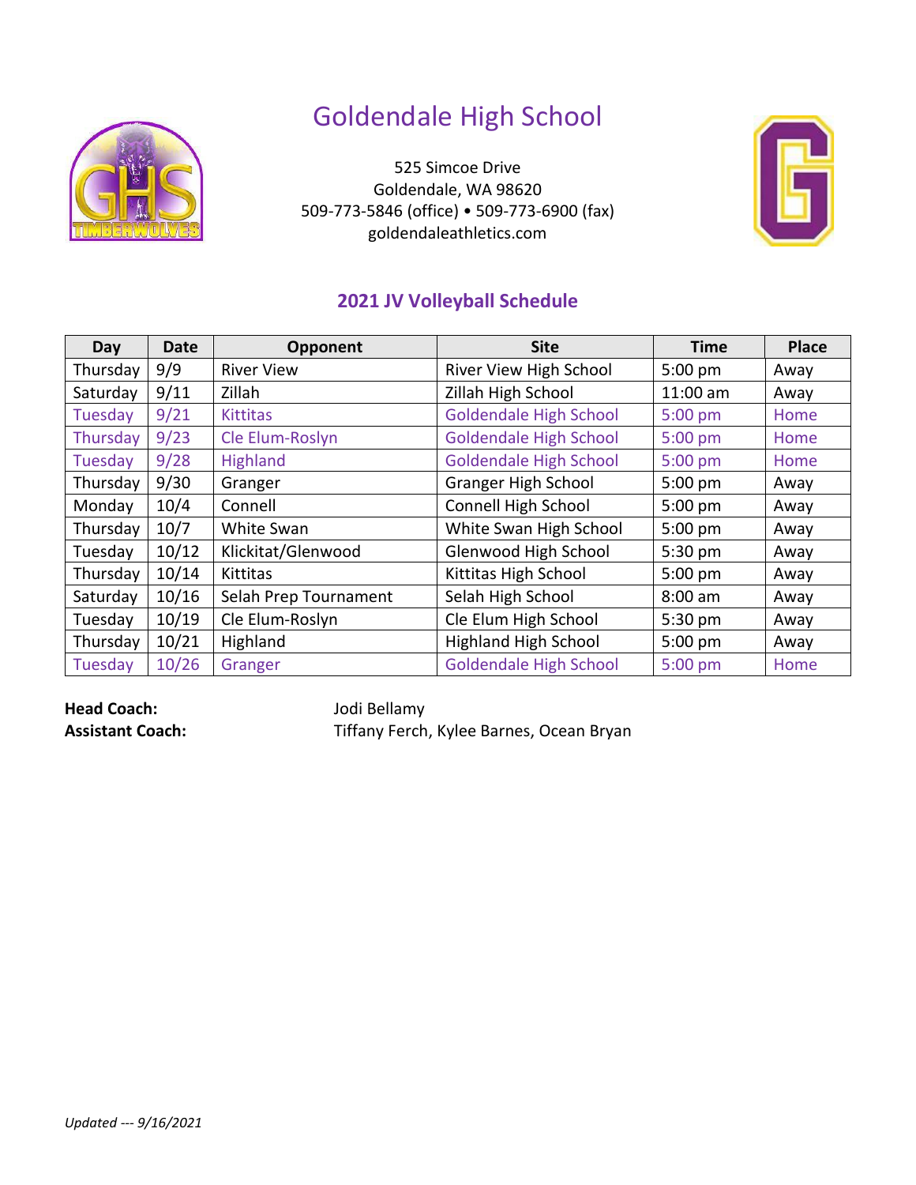# Goldendale High School

525 Simcoe Drive
Goldendale, WA 98620
509-773-5846 (office) • 509-773-6900 (fax)
goldendaleathletics.com

## 2021 JV Volleyball Schedule

| Day | Date | Opponent | Site | Time | Place |
|---|---|---|---|---|---|
| Thursday | 9/9 | River View | River View High School | 5:00 pm | Away |
| Saturday | 9/11 | Zillah | Zillah High School | 11:00 am | Away |
| Tuesday | 9/21 | Kittitas | Goldendale High School | 5:00 pm | Home |
| Thursday | 9/23 | Cle Elum-Roslyn | Goldendale High School | 5:00 pm | Home |
| Tuesday | 9/28 | Highland | Goldendale High School | 5:00 pm | Home |
| Thursday | 9/30 | Granger | Granger High School | 5:00 pm | Away |
| Monday | 10/4 | Connell | Connell High School | 5:00 pm | Away |
| Thursday | 10/7 | White Swan | White Swan High School | 5:00 pm | Away |
| Tuesday | 10/12 | Klickitat/Glenwood | Glenwood High School | 5:30 pm | Away |
| Thursday | 10/14 | Kittitas | Kittitas High School | 5:00 pm | Away |
| Saturday | 10/16 | Selah Prep Tournament | Selah High School | 8:00 am | Away |
| Tuesday | 10/19 | Cle Elum-Roslyn | Cle Elum High School | 5:30 pm | Away |
| Thursday | 10/21 | Highland | Highland High School | 5:00 pm | Away |
| Tuesday | 10/26 | Granger | Goldendale High School | 5:00 pm | Home |

**Head Coach:** Jodi Bellamy
**Assistant Coach:** Tiffany Ferch, Kylee Barnes, Ocean Bryan

*Updated --- 9/16/2021*